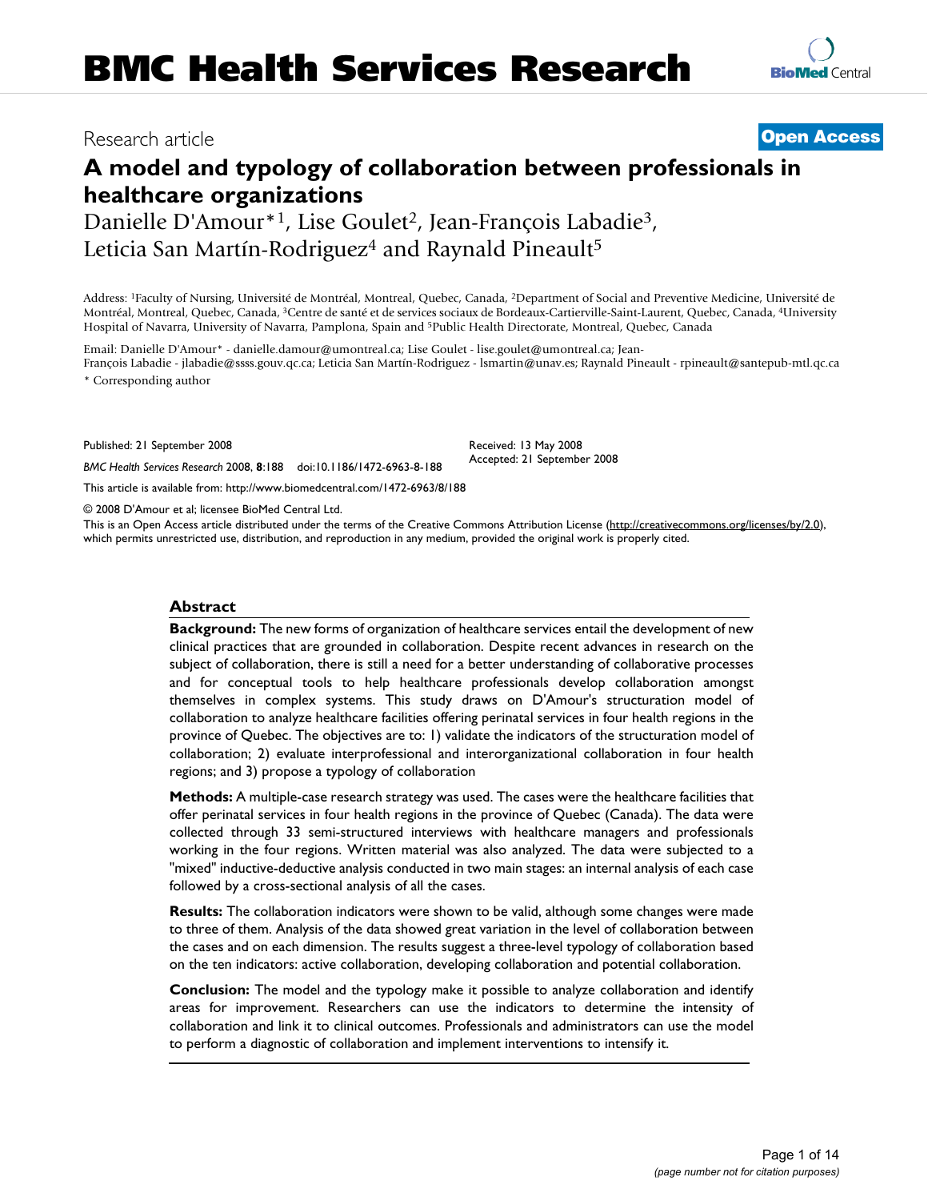Research article **Open Access**

# A model and typology of collaboration between professionals in healthcare organizations

Danielle D'Amour*[1], Lise Goulet[2], Jean-François Labadie[3], Leticia San Martín-Rodriguez[4] and Raynald Pineault[5]

Address: [1]Faculty of Nursing, Université de Montréal, Montreal, Quebec, Canada, [2]Department of Social and Preventive Medicine, Université de Montréal, Montreal, Quebec, Canada, [3]Centre de santé et de services sociaux de Bordeaux-Cartierville-Saint-Laurent, Quebec, Canada, [4]University Hospital of Navarra, University of Navarra, Pamplona, Spain and [5]Public Health Directorate, Montreal, Quebec, Canada

Email: Danielle D'Amour* - danielle.damour@umontreal.ca; Lise Goulet - lise.goulet@umontreal.ca; Jean-François Labadie - jlabadie@ssss.gouv.qc.ca; Leticia San Martín-Rodriguez - lsmartin@unav.es; Raynald Pineault - rpineault@santepub-mtl.qc.ca

* Corresponding author

Published: 21 September 2008

*BMC Health Services Research* 2008, **8**:188 doi:10.1186/1472-6963-8-188

Received: 13 May 2008
Accepted: 21 September 2008

This article is available from: http://www.biomedcentral.com/1472-6963/8/188

© 2008 D'Amour et al; licensee BioMed Central Ltd.

This is an Open Access article distributed under the terms of the Creative Commons Attribution License (http://creativecommons.org/licenses/by/2.0), which permits unrestricted use, distribution, and reproduction in any medium, provided the original work is properly cited.

## Abstract

**Background:** The new forms of organization of healthcare services entail the development of new clinical practices that are grounded in collaboration. Despite recent advances in research on the subject of collaboration, there is still a need for a better understanding of collaborative processes and for conceptual tools to help healthcare professionals develop collaboration amongst themselves in complex systems. This study draws on D'Amour's structuration model of collaboration to analyze healthcare facilities offering perinatal services in four health regions in the province of Quebec. The objectives are to: 1) validate the indicators of the structuration model of collaboration; 2) evaluate interprofessional and interorganizational collaboration in four health regions; and 3) propose a typology of collaboration

**Methods:** A multiple-case research strategy was used. The cases were the healthcare facilities that offer perinatal services in four health regions in the province of Quebec (Canada). The data were collected through 33 semi-structured interviews with healthcare managers and professionals working in the four regions. Written material was also analyzed. The data were subjected to a "mixed" inductive-deductive analysis conducted in two main stages: an internal analysis of each case followed by a cross-sectional analysis of all the cases.

**Results:** The collaboration indicators were shown to be valid, although some changes were made to three of them. Analysis of the data showed great variation in the level of collaboration between the cases and on each dimension. The results suggest a three-level typology of collaboration based on the ten indicators: active collaboration, developing collaboration and potential collaboration.

**Conclusion:** The model and the typology make it possible to analyze collaboration and identify areas for improvement. Researchers can use the indicators to determine the intensity of collaboration and link it to clinical outcomes. Professionals and administrators can use the model to perform a diagnostic of collaboration and implement interventions to intensify it.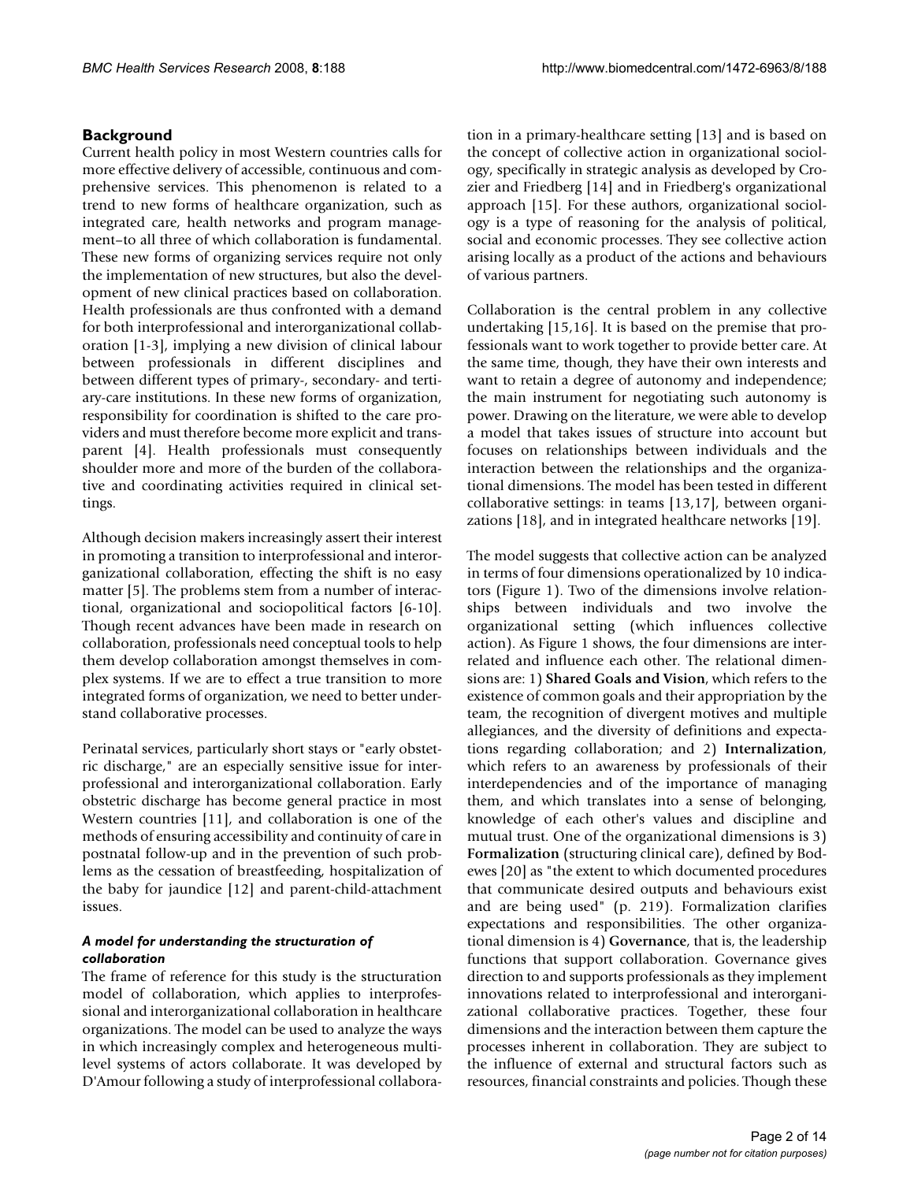## Background

Current health policy in most Western countries calls for more effective delivery of accessible, continuous and comprehensive services. This phenomenon is related to a trend to new forms of healthcare organization, such as integrated care, health networks and program management–to all three of which collaboration is fundamental. These new forms of organizing services require not only the implementation of new structures, but also the development of new clinical practices based on collaboration. Health professionals are thus confronted with a demand for both interprofessional and interorganizational collaboration [1-3], implying a new division of clinical labour between professionals in different disciplines and between different types of primary-, secondary- and tertiary-care institutions. In these new forms of organization, responsibility for coordination is shifted to the care providers and must therefore become more explicit and transparent [4]. Health professionals must consequently shoulder more and more of the burden of the collaborative and coordinating activities required in clinical settings.

Although decision makers increasingly assert their interest in promoting a transition to interprofessional and interorganizational collaboration, effecting the shift is no easy matter [5]. The problems stem from a number of interactional, organizational and sociopolitical factors [6-10]. Though recent advances have been made in research on collaboration, professionals need conceptual tools to help them develop collaboration amongst themselves in complex systems. If we are to effect a true transition to more integrated forms of organization, we need to better understand collaborative processes.

Perinatal services, particularly short stays or "early obstetric discharge," are an especially sensitive issue for interprofessional and interorganizational collaboration. Early obstetric discharge has become general practice in most Western countries [11], and collaboration is one of the methods of ensuring accessibility and continuity of care in postnatal follow-up and in the prevention of such problems as the cessation of breastfeeding, hospitalization of the baby for jaundice [12] and parent-child-attachment issues.

### *A model for understanding the structuration of collaboration*

The frame of reference for this study is the structuration model of collaboration, which applies to interprofessional and interorganizational collaboration in healthcare organizations. The model can be used to analyze the ways in which increasingly complex and heterogeneous multilevel systems of actors collaborate. It was developed by D'Amour following a study of interprofessional collaboration in a primary-healthcare setting [13] and is based on the concept of collective action in organizational sociology, specifically in strategic analysis as developed by Crozier and Friedberg [14] and in Friedberg's organizational approach [15]. For these authors, organizational sociology is a type of reasoning for the analysis of political, social and economic processes. They see collective action arising locally as a product of the actions and behaviours of various partners.

Collaboration is the central problem in any collective undertaking [15,16]. It is based on the premise that professionals want to work together to provide better care. At the same time, though, they have their own interests and want to retain a degree of autonomy and independence; the main instrument for negotiating such autonomy is power. Drawing on the literature, we were able to develop a model that takes issues of structure into account but focuses on relationships between individuals and the interaction between the relationships and the organizational dimensions. The model has been tested in different collaborative settings: in teams [13,17], between organizations [18], and in integrated healthcare networks [19].

The model suggests that collective action can be analyzed in terms of four dimensions operationalized by 10 indicators (Figure 1). Two of the dimensions involve relationships between individuals and two involve the organizational setting (which influences collective action). As Figure 1 shows, the four dimensions are interrelated and influence each other. The relational dimensions are: 1) **Shared Goals and Vision**, which refers to the existence of common goals and their appropriation by the team, the recognition of divergent motives and multiple allegiances, and the diversity of definitions and expectations regarding collaboration; and 2) **Internalization**, which refers to an awareness by professionals of their interdependencies and of the importance of managing them, and which translates into a sense of belonging, knowledge of each other's values and discipline and mutual trust. One of the organizational dimensions is 3) **Formalization** (structuring clinical care), defined by Bodewes [20] as "the extent to which documented procedures that communicate desired outputs and behaviours exist and are being used" (p. 219). Formalization clarifies expectations and responsibilities. The other organizational dimension is 4) **Governance**, that is, the leadership functions that support collaboration. Governance gives direction to and supports professionals as they implement innovations related to interprofessional and interorganizational collaborative practices. Together, these four dimensions and the interaction between them capture the processes inherent in collaboration. They are subject to the influence of external and structural factors such as resources, financial constraints and policies. Though these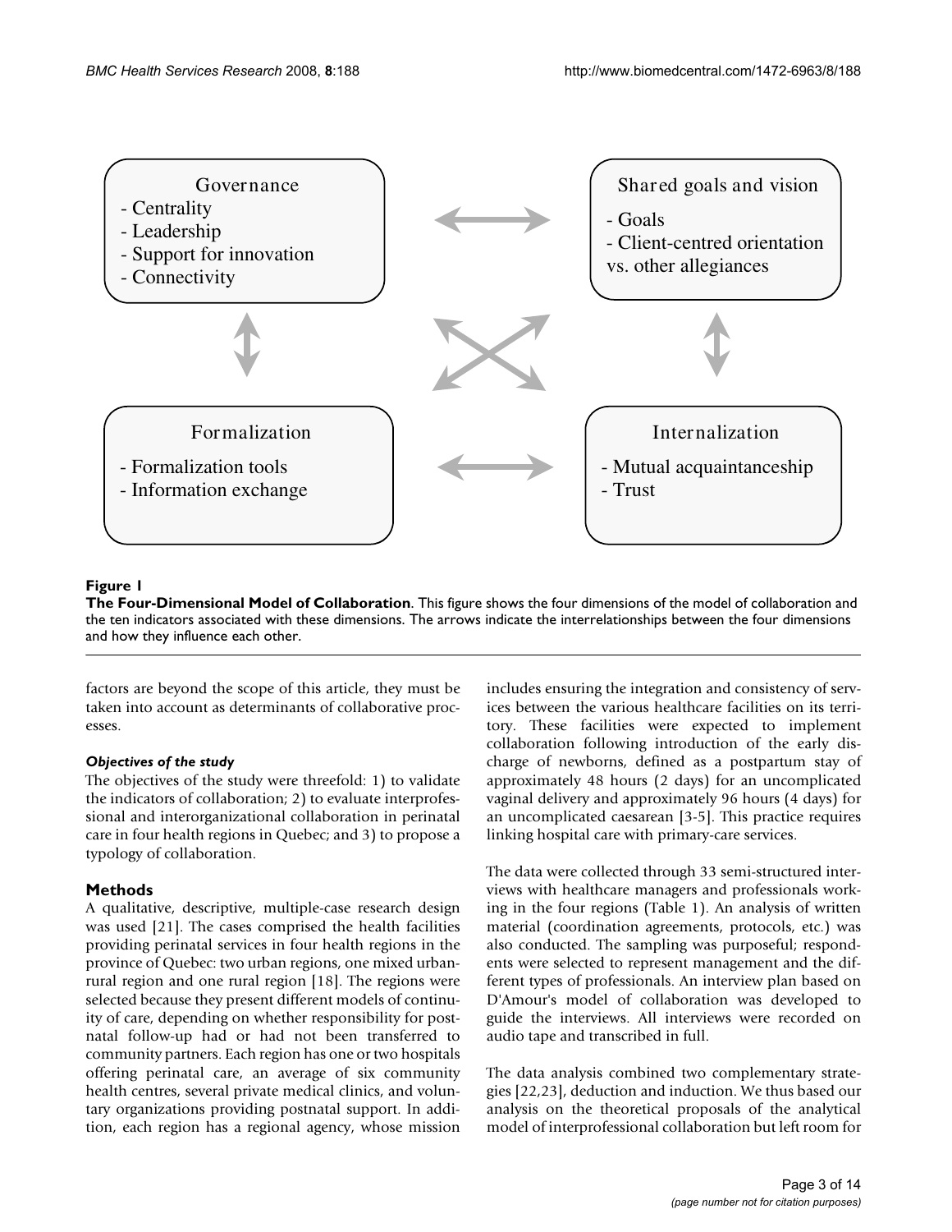Governance
- Centrality
- Leadership
- Support for innovation
- Connectivity

Shared goals and vision
- Goals
- Client-centred orientation vs. other allegiances

Formalization
- Formalization tools
- Information exchange

Internalization
- Mutual acquaintanceship
- Trust

**Figure 1**

**The Four-Dimensional Model of Collaboration**. This figure shows the four dimensions of the model of collaboration and the ten indicators associated with these dimensions. The arrows indicate the interrelationships between the four dimensions and how they influence each other.

factors are beyond the scope of this article, they must be taken into account as determinants of collaborative processes.

### *Objectives of the study*

The objectives of the study were threefold: 1) to validate the indicators of collaboration; 2) to evaluate interprofessional and interorganizational collaboration in perinatal care in four health regions in Quebec; and 3) to propose a typology of collaboration.

## Methods

A qualitative, descriptive, multiple-case research design was used [21]. The cases comprised the health facilities providing perinatal services in four health regions in the province of Quebec: two urban regions, one mixed urban-rural region and one rural region [18]. The regions were selected because they present different models of continuity of care, depending on whether responsibility for postnatal follow-up had or had not been transferred to community partners. Each region has one or two hospitals offering perinatal care, an average of six community health centres, several private medical clinics, and voluntary organizations providing postnatal support. In addition, each region has a regional agency, whose mission includes ensuring the integration and consistency of services between the various healthcare facilities on its territory. These facilities were expected to implement collaboration following introduction of the early discharge of newborns, defined as a postpartum stay of approximately 48 hours (2 days) for an uncomplicated vaginal delivery and approximately 96 hours (4 days) for an uncomplicated caesarean [3-5]. This practice requires linking hospital care with primary-care services.

The data were collected through 33 semi-structured interviews with healthcare managers and professionals working in the four regions (Table 1). An analysis of written material (coordination agreements, protocols, etc.) was also conducted. The sampling was purposeful; respondents were selected to represent management and the different types of professionals. An interview plan based on D'Amour's model of collaboration was developed to guide the interviews. All interviews were recorded on audio tape and transcribed in full.

The data analysis combined two complementary strategies [22,23], deduction and induction. We thus based our analysis on the theoretical proposals of the analytical model of interprofessional collaboration but left room for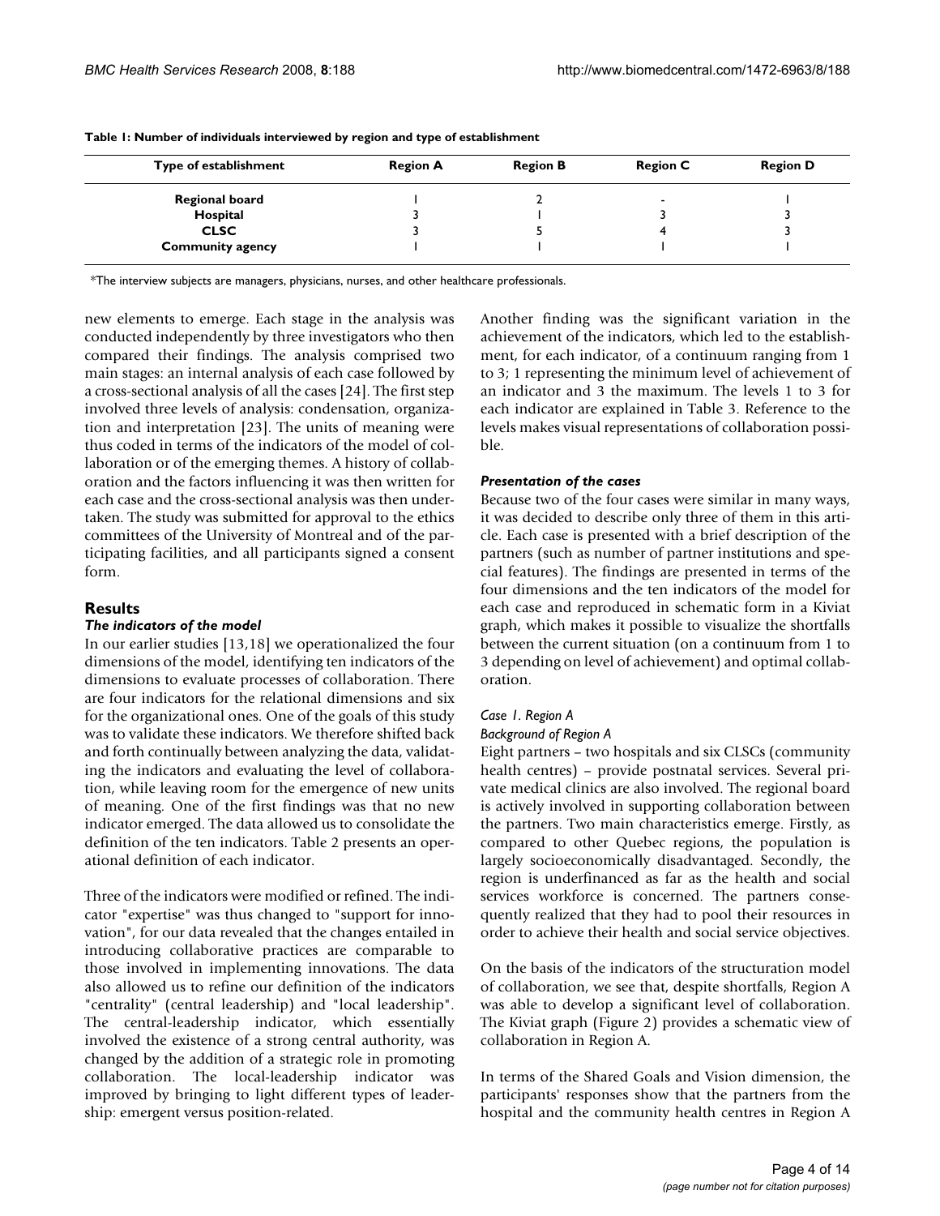**Table 1: Number of individuals interviewed by region and type of establishment**

| Type of establishment | Region A | Region B | Region C | Region D |
|---|---|---|---|---|
| **Regional board** | 1 | 2 | - | 1 |
| **Hospital** | 3 | 1 | 3 | 3 |
| **CLSC** | 3 | 5 | 4 | 3 |
| **Community agency** | 1 | 1 | 1 | 1 |

*The interview subjects are managers, physicians, nurses, and other healthcare professionals.

new elements to emerge. Each stage in the analysis was conducted independently by three investigators who then compared their findings. The analysis comprised two main stages: an internal analysis of each case followed by a cross-sectional analysis of all the cases [24]. The first step involved three levels of analysis: condensation, organization and interpretation [23]. The units of meaning were thus coded in terms of the indicators of the model of collaboration or of the emerging themes. A history of collaboration and the factors influencing it was then written for each case and the cross-sectional analysis was then undertaken. The study was submitted for approval to the ethics committees of the University of Montreal and of the participating facilities, and all participants signed a consent form.

## Results

### *The indicators of the model*

In our earlier studies [13,18] we operationalized the four dimensions of the model, identifying ten indicators of the dimensions to evaluate processes of collaboration. There are four indicators for the relational dimensions and six for the organizational ones. One of the goals of this study was to validate these indicators. We therefore shifted back and forth continually between analyzing the data, validating the indicators and evaluating the level of collaboration, while leaving room for the emergence of new units of meaning. One of the first findings was that no new indicator emerged. The data allowed us to consolidate the definition of the ten indicators. Table 2 presents an operational definition of each indicator.

Three of the indicators were modified or refined. The indicator "expertise" was thus changed to "support for innovation", for our data revealed that the changes entailed in introducing collaborative practices are comparable to those involved in implementing innovations. The data also allowed us to refine our definition of the indicators "centrality" (central leadership) and "local leadership". The central-leadership indicator, which essentially involved the existence of a strong central authority, was changed by the addition of a strategic role in promoting collaboration. The local-leadership indicator was improved by bringing to light different types of leadership: emergent versus position-related.

Another finding was the significant variation in the achievement of the indicators, which led to the establishment, for each indicator, of a continuum ranging from 1 to 3; 1 representing the minimum level of achievement of an indicator and 3 the maximum. The levels 1 to 3 for each indicator are explained in Table 3. Reference to the levels makes visual representations of collaboration possible.

### *Presentation of the cases*

Because two of the four cases were similar in many ways, it was decided to describe only three of them in this article. Each case is presented with a brief description of the partners (such as number of partner institutions and special features). The findings are presented in terms of the four dimensions and the ten indicators of the model for each case and reproduced in schematic form in a Kiviat graph, which makes it possible to visualize the shortfalls between the current situation (on a continuum from 1 to 3 depending on level of achievement) and optimal collaboration.

#### *Case 1. Region A*

*Background of Region A*

Eight partners – two hospitals and six CLSCs (community health centres) – provide postnatal services. Several private medical clinics are also involved. The regional board is actively involved in supporting collaboration between the partners. Two main characteristics emerge. Firstly, as compared to other Quebec regions, the population is largely socioeconomically disadvantaged. Secondly, the region is underfinanced as far as the health and social services workforce is concerned. The partners consequently realized that they had to pool their resources in order to achieve their health and social service objectives.

On the basis of the indicators of the structuration model of collaboration, we see that, despite shortfalls, Region A was able to develop a significant level of collaboration. The Kiviat graph (Figure 2) provides a schematic view of collaboration in Region A.

In terms of the Shared Goals and Vision dimension, the participants' responses show that the partners from the hospital and the community health centres in Region A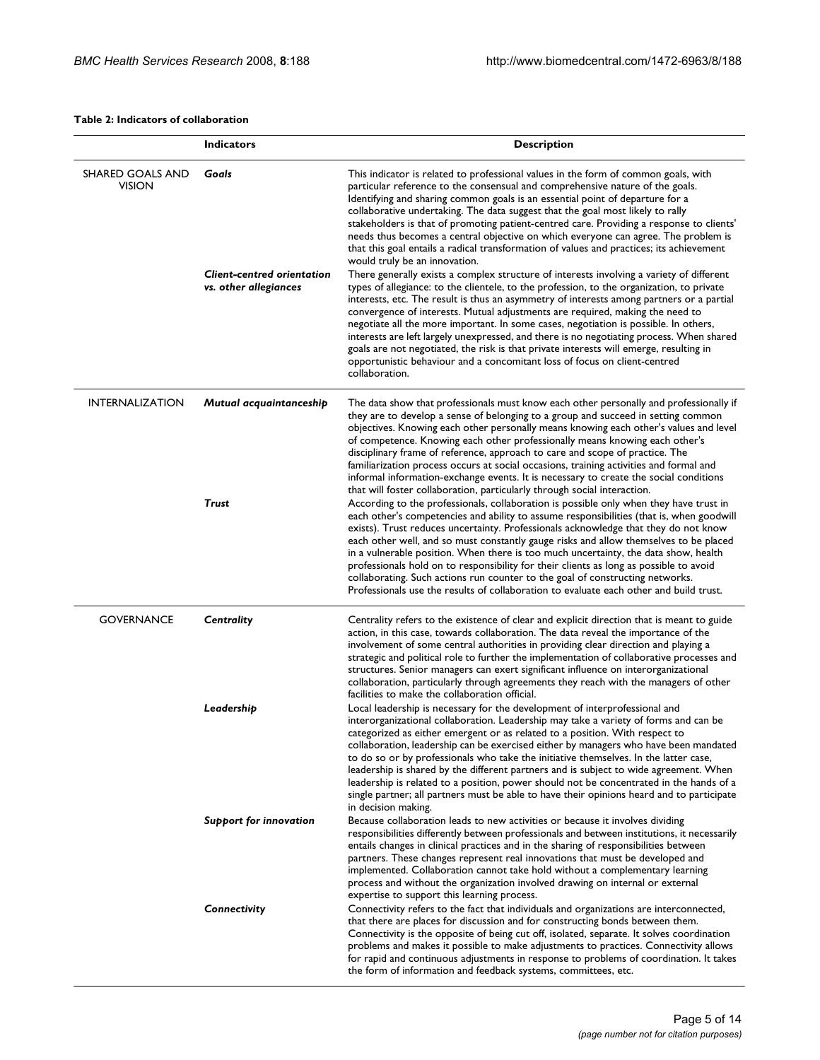**Table 2: Indicators of collaboration**

| | Indicators | Description |
|---|---|---|
| SHARED GOALS AND VISION | ***Goals*** | This indicator is related to professional values in the form of common goals, with particular reference to the consensual and comprehensive nature of the goals. Identifying and sharing common goals is an essential point of departure for a collaborative undertaking. The data suggest that the goal most likely to rally stakeholders is that of promoting patient-centred care. Providing a response to clients' needs thus becomes a central objective on which everyone can agree. The problem is that this goal entails a radical transformation of values and practices; its achievement would truly be an innovation. |
| | ***Client-centred orientation vs. other allegiances*** | There generally exists a complex structure of interests involving a variety of different types of allegiance: to the clientele, to the profession, to the organization, to private interests, etc. The result is thus an asymmetry of interests among partners or a partial convergence of interests. Mutual adjustments are required, making the need to negotiate all the more important. In some cases, negotiation is possible. In others, interests are left largely unexpressed, and there is no negotiating process. When shared goals are not negotiated, the risk is that private interests will emerge, resulting in opportunistic behaviour and a concomitant loss of focus on client-centred collaboration. |
| INTERNALIZATION | ***Mutual acquaintanceship*** | The data show that professionals must know each other personally and professionally if they are to develop a sense of belonging to a group and succeed in setting common objectives. Knowing each other personally means knowing each other's values and level of competence. Knowing each other professionally means knowing each other's disciplinary frame of reference, approach to care and scope of practice. The familiarization process occurs at social occasions, training activities and formal and informal information-exchange events. It is necessary to create the social conditions that will foster collaboration, particularly through social interaction. |
| | ***Trust*** | According to the professionals, collaboration is possible only when they have trust in each other's competencies and ability to assume responsibilities (that is, when goodwill exists). Trust reduces uncertainty. Professionals acknowledge that they do not know each other well, and so must constantly gauge risks and allow themselves to be placed in a vulnerable position. When there is too much uncertainty, the data show, health professionals hold on to responsibility for their clients as long as possible to avoid collaborating. Such actions run counter to the goal of constructing networks. Professionals use the results of collaboration to evaluate each other and build trust. |
| GOVERNANCE | ***Centrality*** | Centrality refers to the existence of clear and explicit direction that is meant to guide action, in this case, towards collaboration. The data reveal the importance of the involvement of some central authorities in providing clear direction and playing a strategic and political role to further the implementation of collaborative processes and structures. Senior managers can exert significant influence on interorganizational collaboration, particularly through agreements they reach with the managers of other facilities to make the collaboration official. |
| | ***Leadership*** | Local leadership is necessary for the development of interprofessional and interorganizational collaboration. Leadership may take a variety of forms and can be categorized as either emergent or as related to a position. With respect to collaboration, leadership can be exercised either by managers who have been mandated to do so or by professionals who take the initiative themselves. In the latter case, leadership is shared by the different partners and is subject to wide agreement. When leadership is related to a position, power should not be concentrated in the hands of a single partner; all partners must be able to have their opinions heard and to participate in decision making. |
| | ***Support for innovation*** | Because collaboration leads to new activities or because it involves dividing responsibilities differently between professionals and between institutions, it necessarily entails changes in clinical practices and in the sharing of responsibilities between partners. These changes represent real innovations that must be developed and implemented. Collaboration cannot take hold without a complementary learning process and without the organization involved drawing on internal or external expertise to support this learning process. |
| | ***Connectivity*** | Connectivity refers to the fact that individuals and organizations are interconnected, that there are places for discussion and for constructing bonds between them. Connectivity is the opposite of being cut off, isolated, separate. It solves coordination problems and makes it possible to make adjustments to practices. Connectivity allows for rapid and continuous adjustments in response to problems of coordination. It takes the form of information and feedback systems, committees, etc. |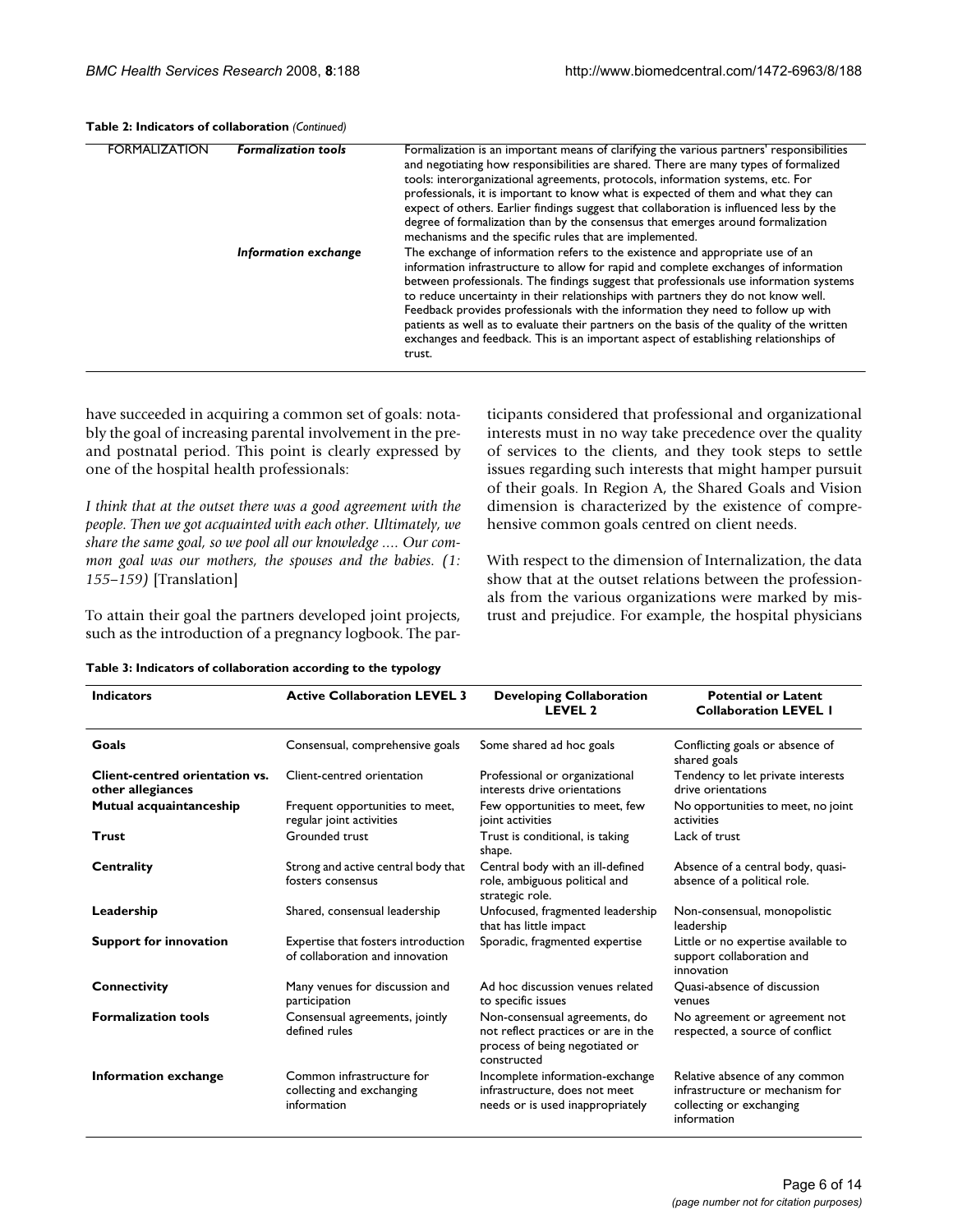**Table 2: Indicators of collaboration** *(Continued)*

| | | |
|---|---|---|
| FORMALIZATION | ***Formalization tools*** | Formalization is an important means of clarifying the various partners' responsibilities and negotiating how responsibilities are shared. There are many types of formalized tools: interorganizational agreements, protocols, information systems, etc. For professionals, it is important to know what is expected of them and what they can expect of others. Earlier findings suggest that collaboration is influenced less by the degree of formalization than by the consensus that emerges around formalization mechanisms and the specific rules that are implemented. |
| | ***Information exchange*** | The exchange of information refers to the existence and appropriate use of an information infrastructure to allow for rapid and complete exchanges of information between professionals. The findings suggest that professionals use information systems to reduce uncertainty in their relationships with partners they do not know well. Feedback provides professionals with the information they need to follow up with patients as well as to evaluate their partners on the basis of the quality of the written exchanges and feedback. This is an important aspect of establishing relationships of trust. |

have succeeded in acquiring a common set of goals: notably the goal of increasing parental involvement in the pre- and postnatal period. This point is clearly expressed by one of the hospital health professionals:

*I think that at the outset there was a good agreement with the people. Then we got acquainted with each other. Ultimately, we share the same goal, so we pool all our knowledge .... Our common goal was our mothers, the spouses and the babies. (1: 155–159)* [Translation]

To attain their goal the partners developed joint projects, such as the introduction of a pregnancy logbook. The participants considered that professional and organizational interests must in no way take precedence over the quality of services to the clients, and they took steps to settle issues regarding such interests that might hamper pursuit of their goals. In Region A, the Shared Goals and Vision dimension is characterized by the existence of comprehensive common goals centred on client needs.

With respect to the dimension of Internalization, the data show that at the outset relations between the professionals from the various organizations were marked by mistrust and prejudice. For example, the hospital physicians

**Table 3: Indicators of collaboration according to the typology**

| Indicators | Active Collaboration LEVEL 3 | Developing Collaboration LEVEL 2 | Potential or Latent Collaboration LEVEL 1 |
|---|---|---|---|
| **Goals** | Consensual, comprehensive goals | Some shared ad hoc goals | Conflicting goals or absence of shared goals |
| **Client-centred orientation vs. other allegiances** | Client-centred orientation | Professional or organizational interests drive orientations | Tendency to let private interests drive orientations |
| **Mutual acquaintanceship** | Frequent opportunities to meet, regular joint activities | Few opportunities to meet, few joint activities | No opportunities to meet, no joint activities |
| **Trust** | Grounded trust | Trust is conditional, is taking shape. | Lack of trust |
| **Centrality** | Strong and active central body that fosters consensus | Central body with an ill-defined role, ambiguous political and strategic role. | Absence of a central body, quasi-absence of a political role. |
| **Leadership** | Shared, consensual leadership | Unfocused, fragmented leadership that has little impact | Non-consensual, monopolistic leadership |
| **Support for innovation** | Expertise that fosters introduction of collaboration and innovation | Sporadic, fragmented expertise | Little or no expertise available to support collaboration and innovation |
| **Connectivity** | Many venues for discussion and participation | Ad hoc discussion venues related to specific issues | Quasi-absence of discussion venues |
| **Formalization tools** | Consensual agreements, jointly defined rules | Non-consensual agreements, do not reflect practices or are in the process of being negotiated or constructed | No agreement or agreement not respected, a source of conflict |
| **Information exchange** | Common infrastructure for collecting and exchanging information | Incomplete information-exchange infrastructure, does not meet needs or is used inappropriately | Relative absence of any common infrastructure or mechanism for collecting or exchanging information |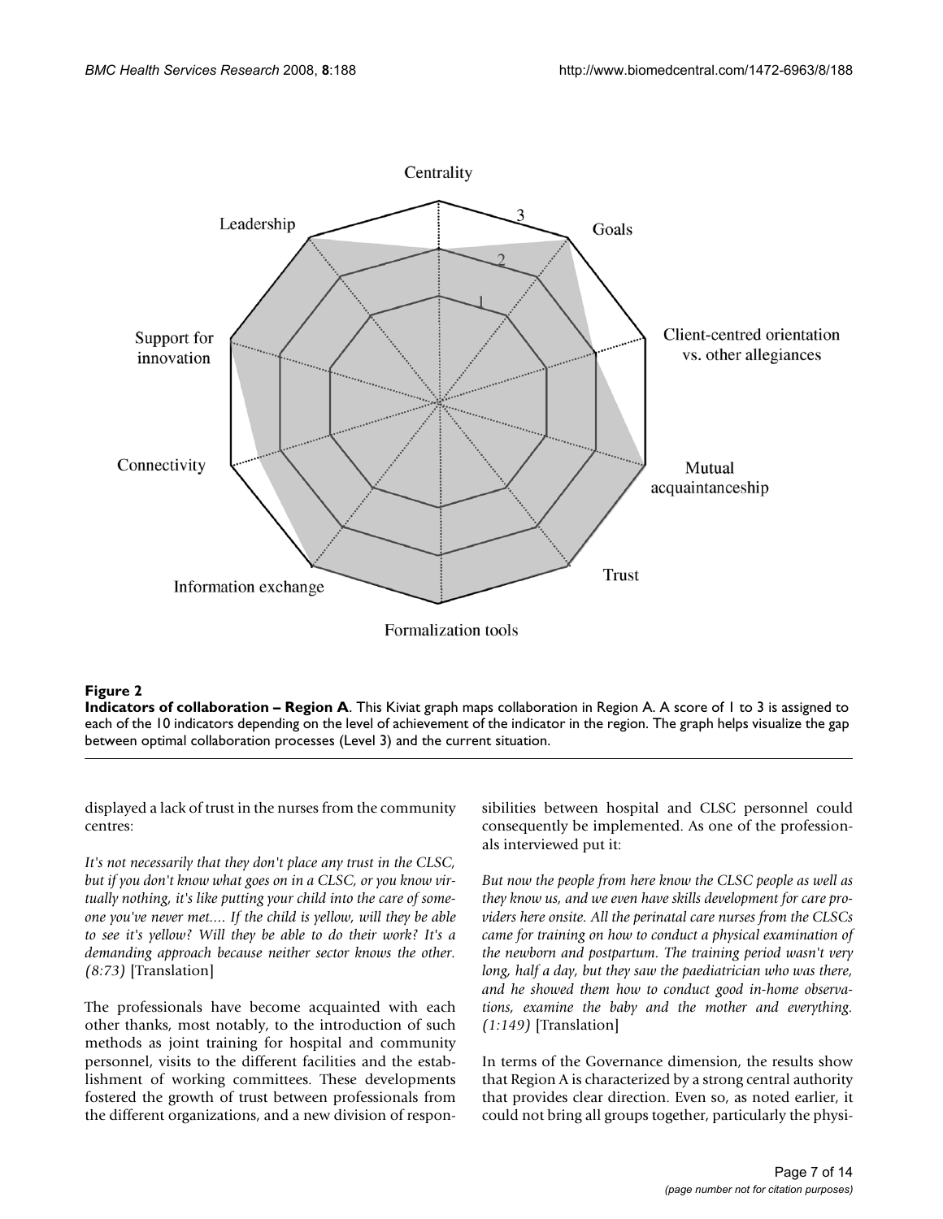Centrality

Goals

Client-centred orientation vs. other allegiances

Mutual acquaintanceship

Trust

Formalization tools

Information exchange

Connectivity

Support for innovation

Leadership

1

2

3

**Figure 2**

**Indicators of collaboration – Region A**. This Kiviat graph maps collaboration in Region A. A score of 1 to 3 is assigned to each of the 10 indicators depending on the level of achievement of the indicator in the region. The graph helps visualize the gap between optimal collaboration processes (Level 3) and the current situation.

displayed a lack of trust in the nurses from the community centres:

*It's not necessarily that they don't place any trust in the CLSC, but if you don't know what goes on in a CLSC, or you know virtually nothing, it's like putting your child into the care of someone you've never met.... If the child is yellow, will they be able to see it's yellow? Will they be able to do their work? It's a demanding approach because neither sector knows the other. (8:73)* [Translation]

The professionals have become acquainted with each other thanks, most notably, to the introduction of such methods as joint training for hospital and community personnel, visits to the different facilities and the establishment of working committees. These developments fostered the growth of trust between professionals from the different organizations, and a new division of responsibilities between hospital and CLSC personnel could consequently be implemented. As one of the professionals interviewed put it:

*But now the people from here know the CLSC people as well as they know us, and we even have skills development for care providers here onsite. All the perinatal care nurses from the CLSCs came for training on how to conduct a physical examination of the newborn and postpartum. The training period wasn't very long, half a day, but they saw the paediatrician who was there, and he showed them how to conduct good in-home observations, examine the baby and the mother and everything. (1:149)* [Translation]

In terms of the Governance dimension, the results show that Region A is characterized by a strong central authority that provides clear direction. Even so, as noted earlier, it could not bring all groups together, particularly the physi-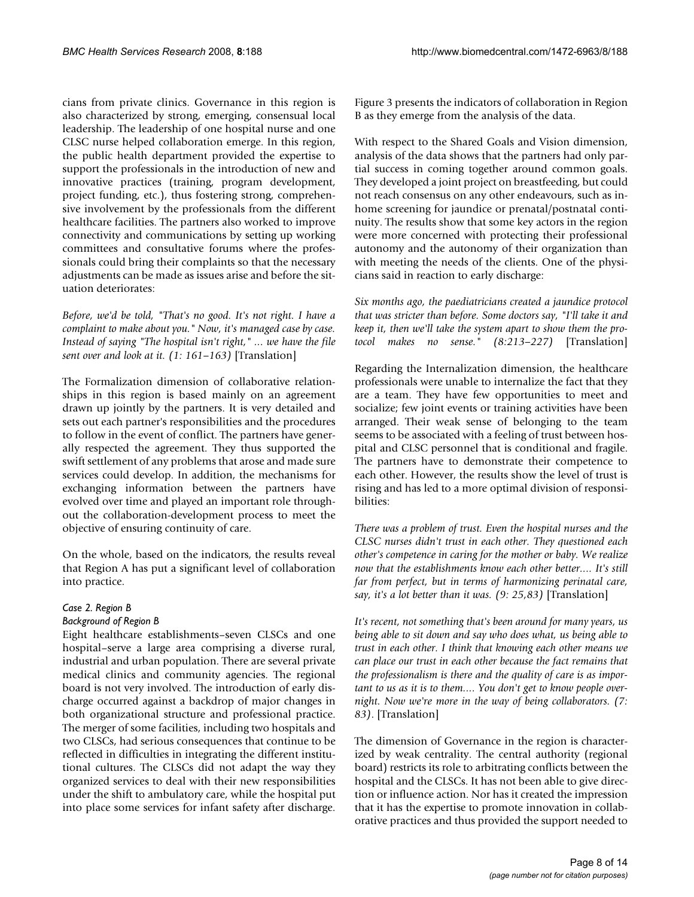cians from private clinics. Governance in this region is also characterized by strong, emerging, consensual local leadership. The leadership of one hospital nurse and one CLSC nurse helped collaboration emerge. In this region, the public health department provided the expertise to support the professionals in the introduction of new and innovative practices (training, program development, project funding, etc.), thus fostering strong, comprehensive involvement by the professionals from the different healthcare facilities. The partners also worked to improve connectivity and communications by setting up working committees and consultative forums where the professionals could bring their complaints so that the necessary adjustments can be made as issues arise and before the situation deteriorates:

*Before, we'd be told, "That's no good. It's not right. I have a complaint to make about you." Now, it's managed case by case. Instead of saying "The hospital isn't right," ... we have the file sent over and look at it. (1: 161–163)* [Translation]

The Formalization dimension of collaborative relationships in this region is based mainly on an agreement drawn up jointly by the partners. It is very detailed and sets out each partner's responsibilities and the procedures to follow in the event of conflict. The partners have generally respected the agreement. They thus supported the swift settlement of any problems that arose and made sure services could develop. In addition, the mechanisms for exchanging information between the partners have evolved over time and played an important role throughout the collaboration-development process to meet the objective of ensuring continuity of care.

On the whole, based on the indicators, the results reveal that Region A has put a significant level of collaboration into practice.

### *Case 2. Region B*

#### *Background of Region B*

Eight healthcare establishments–seven CLSCs and one hospital–serve a large area comprising a diverse rural, industrial and urban population. There are several private medical clinics and community agencies. The regional board is not very involved. The introduction of early discharge occurred against a backdrop of major changes in both organizational structure and professional practice. The merger of some facilities, including two hospitals and two CLSCs, had serious consequences that continue to be reflected in difficulties in integrating the different institutional cultures. The CLSCs did not adapt the way they organized services to deal with their new responsibilities under the shift to ambulatory care, while the hospital put into place some services for infant safety after discharge.

Figure 3 presents the indicators of collaboration in Region B as they emerge from the analysis of the data.

With respect to the Shared Goals and Vision dimension, analysis of the data shows that the partners had only partial success in coming together around common goals. They developed a joint project on breastfeeding, but could not reach consensus on any other endeavours, such as in-home screening for jaundice or prenatal/postnatal continuity. The results show that some key actors in the region were more concerned with protecting their professional autonomy and the autonomy of their organization than with meeting the needs of the clients. One of the physicians said in reaction to early discharge:

*Six months ago, the paediatricians created a jaundice protocol that was stricter than before. Some doctors say, "I'll take it and keep it, then we'll take the system apart to show them the protocol makes no sense." (8:213–227)* [Translation]

Regarding the Internalization dimension, the healthcare professionals were unable to internalize the fact that they are a team. They have few opportunities to meet and socialize; few joint events or training activities have been arranged. Their weak sense of belonging to the team seems to be associated with a feeling of trust between hospital and CLSC personnel that is conditional and fragile. The partners have to demonstrate their competence to each other. However, the results show the level of trust is rising and has led to a more optimal division of responsibilities:

*There was a problem of trust. Even the hospital nurses and the CLSC nurses didn't trust in each other. They questioned each other's competence in caring for the mother or baby. We realize now that the establishments know each other better.... It's still far from perfect, but in terms of harmonizing perinatal care, say, it's a lot better than it was. (9: 25,83)* [Translation]

*It's recent, not something that's been around for many years, us being able to sit down and say who does what, us being able to trust in each other. I think that knowing each other means we can place our trust in each other because the fact remains that the professionalism is there and the quality of care is as important to us as it is to them.... You don't get to know people overnight. Now we're more in the way of being collaborators. (7: 83)*. [Translation]

The dimension of Governance in the region is characterized by weak centrality. The central authority (regional board) restricts its role to arbitrating conflicts between the hospital and the CLSCs. It has not been able to give direction or influence action. Nor has it created the impression that it has the expertise to promote innovation in collaborative practices and thus provided the support needed to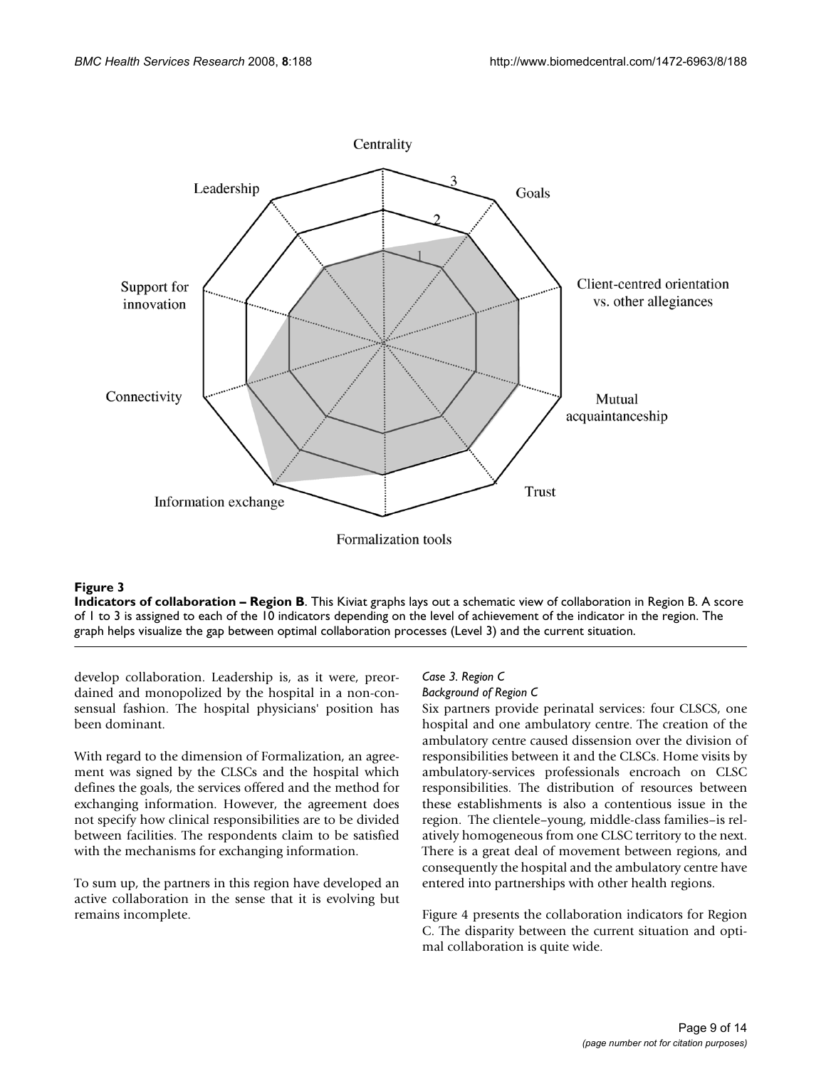Centrality

Goals

Client-centred orientation vs. other allegiances

Mutual acquaintanceship

Trust

Formalization tools

Information exchange

Connectivity

Support for innovation

Leadership

3

2

1

**Figure 3**

**Indicators of collaboration – Region B**. This Kiviat graphs lays out a schematic view of collaboration in Region B. A score of 1 to 3 is assigned to each of the 10 indicators depending on the level of achievement of the indicator in the region. The graph helps visualize the gap between optimal collaboration processes (Level 3) and the current situation.

develop collaboration. Leadership is, as it were, preordained and monopolized by the hospital in a non-consensual fashion. The hospital physicians' position has been dominant.

With regard to the dimension of Formalization, an agreement was signed by the CLSCs and the hospital which defines the goals, the services offered and the method for exchanging information. However, the agreement does not specify how clinical responsibilities are to be divided between facilities. The respondents claim to be satisfied with the mechanisms for exchanging information.

To sum up, the partners in this region have developed an active collaboration in the sense that it is evolving but remains incomplete.

### *Case 3. Region C*

#### *Background of Region C*

Six partners provide perinatal services: four CLSCS, one hospital and one ambulatory centre. The creation of the ambulatory centre caused dissension over the division of responsibilities between it and the CLSCs. Home visits by ambulatory-services professionals encroach on CLSC responsibilities. The distribution of resources between these establishments is also a contentious issue in the region. The clientele–young, middle-class families–is relatively homogeneous from one CLSC territory to the next. There is a great deal of movement between regions, and consequently the hospital and the ambulatory centre have entered into partnerships with other health regions.

Figure 4 presents the collaboration indicators for Region C. The disparity between the current situation and optimal collaboration is quite wide.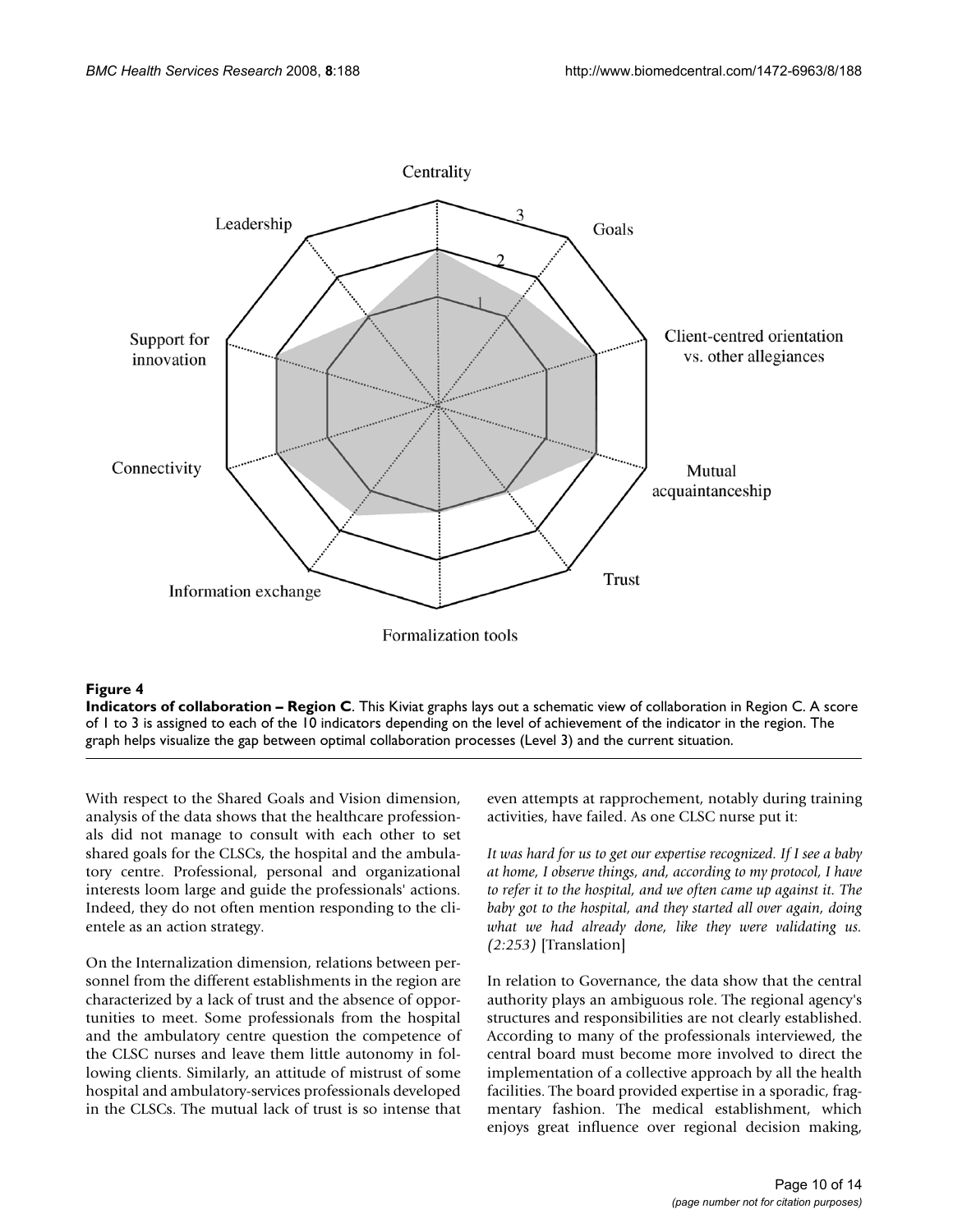Centrality

Goals

Client-centred orientation vs. other allegiances

Mutual acquaintanceship

Trust

Formalization tools

Information exchange

Connectivity

Support for innovation

Leadership

1

2

3

**Figure 4**

**Indicators of collaboration – Region C**. This Kiviat graphs lays out a schematic view of collaboration in Region C. A score of 1 to 3 is assigned to each of the 10 indicators depending on the level of achievement of the indicator in the region. The graph helps visualize the gap between optimal collaboration processes (Level 3) and the current situation.

With respect to the Shared Goals and Vision dimension, analysis of the data shows that the healthcare professionals did not manage to consult with each other to set shared goals for the CLSCs, the hospital and the ambulatory centre. Professional, personal and organizational interests loom large and guide the professionals' actions. Indeed, they do not often mention responding to the clientele as an action strategy.

On the Internalization dimension, relations between personnel from the different establishments in the region are characterized by a lack of trust and the absence of opportunities to meet. Some professionals from the hospital and the ambulatory centre question the competence of the CLSC nurses and leave them little autonomy in following clients. Similarly, an attitude of mistrust of some hospital and ambulatory-services professionals developed in the CLSCs. The mutual lack of trust is so intense that even attempts at rapprochement, notably during training activities, have failed. As one CLSC nurse put it:

*It was hard for us to get our expertise recognized. If I see a baby at home, I observe things, and, according to my protocol, I have to refer it to the hospital, and we often came up against it. The baby got to the hospital, and they started all over again, doing what we had already done, like they were validating us. (2:253)* [Translation]

In relation to Governance, the data show that the central authority plays an ambiguous role. The regional agency's structures and responsibilities are not clearly established. According to many of the professionals interviewed, the central board must become more involved to direct the implementation of a collective approach by all the health facilities. The board provided expertise in a sporadic, fragmentary fashion. The medical establishment, which enjoys great influence over regional decision making,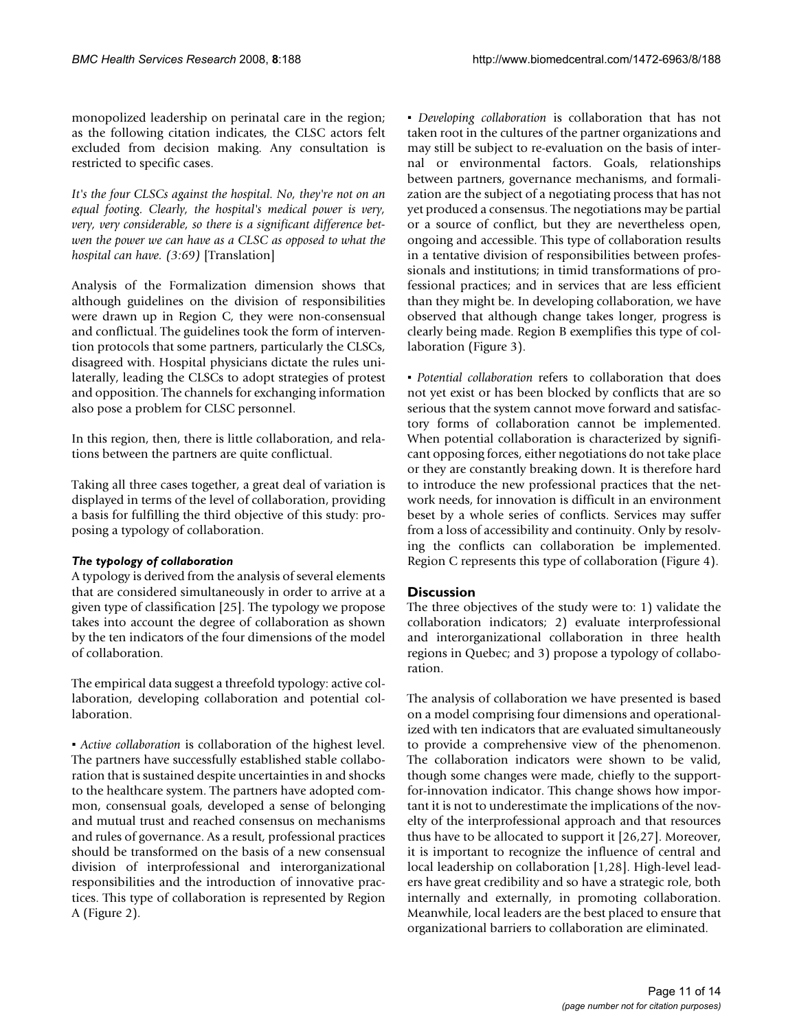monopolized leadership on perinatal care in the region; as the following citation indicates, the CLSC actors felt excluded from decision making. Any consultation is restricted to specific cases.

*It's the four CLSCs against the hospital. No, they're not on an equal footing. Clearly, the hospital's medical power is very, very, very considerable, so there is a significant difference betwen the power we can have as a CLSC as opposed to what the hospital can have. (3:69)* [Translation]

Analysis of the Formalization dimension shows that although guidelines on the division of responsibilities were drawn up in Region C, they were non-consensual and conflictual. The guidelines took the form of intervention protocols that some partners, particularly the CLSCs, disagreed with. Hospital physicians dictate the rules unilaterally, leading the CLSCs to adopt strategies of protest and opposition. The channels for exchanging information also pose a problem for CLSC personnel.

In this region, then, there is little collaboration, and relations between the partners are quite conflictual.

Taking all three cases together, a great deal of variation is displayed in terms of the level of collaboration, providing a basis for fulfilling the third objective of this study: proposing a typology of collaboration.

### *The typology of collaboration*

A typology is derived from the analysis of several elements that are considered simultaneously in order to arrive at a given type of classification [25]. The typology we propose takes into account the degree of collaboration as shown by the ten indicators of the four dimensions of the model of collaboration.

The empirical data suggest a threefold typology: active collaboration, developing collaboration and potential collaboration.

- *Active collaboration* is collaboration of the highest level. The partners have successfully established stable collaboration that is sustained despite uncertainties in and shocks to the healthcare system. The partners have adopted common, consensual goals, developed a sense of belonging and mutual trust and reached consensus on mechanisms and rules of governance. As a result, professional practices should be transformed on the basis of a new consensual division of interprofessional and interorganizational responsibilities and the introduction of innovative practices. This type of collaboration is represented by Region A (Figure 2).

- *Developing collaboration* is collaboration that has not taken root in the cultures of the partner organizations and may still be subject to re-evaluation on the basis of internal or environmental factors. Goals, relationships between partners, governance mechanisms, and formalization are the subject of a negotiating process that has not yet produced a consensus. The negotiations may be partial or a source of conflict, but they are nevertheless open, ongoing and accessible. This type of collaboration results in a tentative division of responsibilities between professionals and institutions; in timid transformations of professional practices; and in services that are less efficient than they might be. In developing collaboration, we have observed that although change takes longer, progress is clearly being made. Region B exemplifies this type of collaboration (Figure 3).

- *Potential collaboration* refers to collaboration that does not yet exist or has been blocked by conflicts that are so serious that the system cannot move forward and satisfactory forms of collaboration cannot be implemented. When potential collaboration is characterized by significant opposing forces, either negotiations do not take place or they are constantly breaking down. It is therefore hard to introduce the new professional practices that the network needs, for innovation is difficult in an environment beset by a whole series of conflicts. Services may suffer from a loss of accessibility and continuity. Only by resolving the conflicts can collaboration be implemented. Region C represents this type of collaboration (Figure 4).

## Discussion

The three objectives of the study were to: 1) validate the collaboration indicators; 2) evaluate interprofessional and interorganizational collaboration in three health regions in Quebec; and 3) propose a typology of collaboration.

The analysis of collaboration we have presented is based on a model comprising four dimensions and operationalized with ten indicators that are evaluated simultaneously to provide a comprehensive view of the phenomenon. The collaboration indicators were shown to be valid, though some changes were made, chiefly to the support-for-innovation indicator. This change shows how important it is not to underestimate the implications of the novelty of the interprofessional approach and that resources thus have to be allocated to support it [26,27]. Moreover, it is important to recognize the influence of central and local leadership on collaboration [1,28]. High-level leaders have great credibility and so have a strategic role, both internally and externally, in promoting collaboration. Meanwhile, local leaders are the best placed to ensure that organizational barriers to collaboration are eliminated.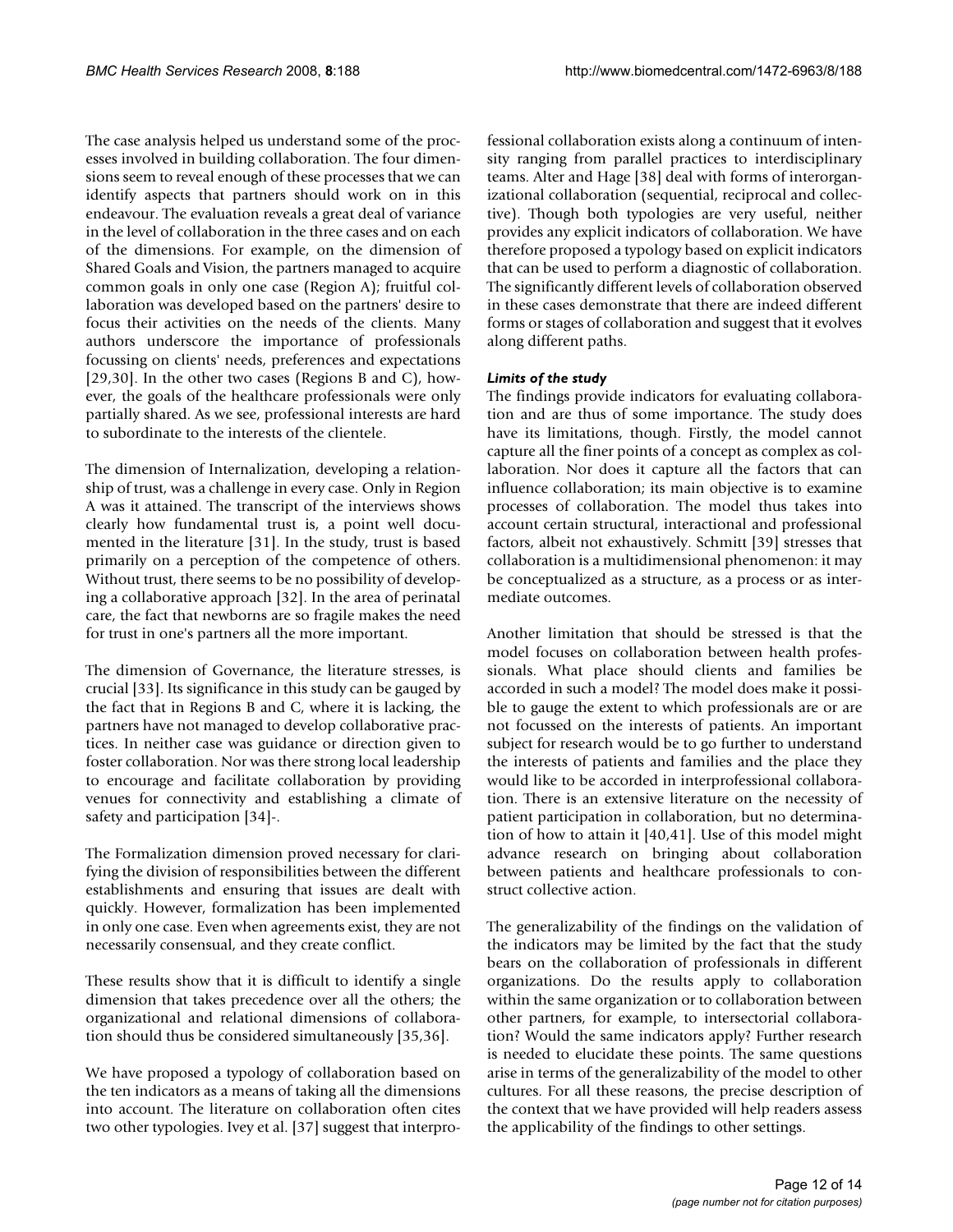The case analysis helped us understand some of the processes involved in building collaboration. The four dimensions seem to reveal enough of these processes that we can identify aspects that partners should work on in this endeavour. The evaluation reveals a great deal of variance in the level of collaboration in the three cases and on each of the dimensions. For example, on the dimension of Shared Goals and Vision, the partners managed to acquire common goals in only one case (Region A); fruitful collaboration was developed based on the partners' desire to focus their activities on the needs of the clients. Many authors underscore the importance of professionals focussing on clients' needs, preferences and expectations [29,30]. In the other two cases (Regions B and C), however, the goals of the healthcare professionals were only partially shared. As we see, professional interests are hard to subordinate to the interests of the clientele.

The dimension of Internalization, developing a relationship of trust, was a challenge in every case. Only in Region A was it attained. The transcript of the interviews shows clearly how fundamental trust is, a point well documented in the literature [31]. In the study, trust is based primarily on a perception of the competence of others. Without trust, there seems to be no possibility of developing a collaborative approach [32]. In the area of perinatal care, the fact that newborns are so fragile makes the need for trust in one's partners all the more important.

The dimension of Governance, the literature stresses, is crucial [33]. Its significance in this study can be gauged by the fact that in Regions B and C, where it is lacking, the partners have not managed to develop collaborative practices. In neither case was guidance or direction given to foster collaboration. Nor was there strong local leadership to encourage and facilitate collaboration by providing venues for connectivity and establishing a climate of safety and participation [34]-.

The Formalization dimension proved necessary for clarifying the division of responsibilities between the different establishments and ensuring that issues are dealt with quickly. However, formalization has been implemented in only one case. Even when agreements exist, they are not necessarily consensual, and they create conflict.

These results show that it is difficult to identify a single dimension that takes precedence over all the others; the organizational and relational dimensions of collaboration should thus be considered simultaneously [35,36].

We have proposed a typology of collaboration based on the ten indicators as a means of taking all the dimensions into account. The literature on collaboration often cites two other typologies. Ivey et al. [37] suggest that interprofessional collaboration exists along a continuum of intensity ranging from parallel practices to interdisciplinary teams. Alter and Hage [38] deal with forms of interorganizational collaboration (sequential, reciprocal and collective). Though both typologies are very useful, neither provides any explicit indicators of collaboration. We have therefore proposed a typology based on explicit indicators that can be used to perform a diagnostic of collaboration. The significantly different levels of collaboration observed in these cases demonstrate that there are indeed different forms or stages of collaboration and suggest that it evolves along different paths.

### *Limits of the study*

The findings provide indicators for evaluating collaboration and are thus of some importance. The study does have its limitations, though. Firstly, the model cannot capture all the finer points of a concept as complex as collaboration. Nor does it capture all the factors that can influence collaboration; its main objective is to examine processes of collaboration. The model thus takes into account certain structural, interactional and professional factors, albeit not exhaustively. Schmitt [39] stresses that collaboration is a multidimensional phenomenon: it may be conceptualized as a structure, as a process or as intermediate outcomes.

Another limitation that should be stressed is that the model focuses on collaboration between health professionals. What place should clients and families be accorded in such a model? The model does make it possible to gauge the extent to which professionals are or are not focussed on the interests of patients. An important subject for research would be to go further to understand the interests of patients and families and the place they would like to be accorded in interprofessional collaboration. There is an extensive literature on the necessity of patient participation in collaboration, but no determination of how to attain it [40,41]. Use of this model might advance research on bringing about collaboration between patients and healthcare professionals to construct collective action.

The generalizability of the findings on the validation of the indicators may be limited by the fact that the study bears on the collaboration of professionals in different organizations. Do the results apply to collaboration within the same organization or to collaboration between other partners, for example, to intersectorial collaboration? Would the same indicators apply? Further research is needed to elucidate these points. The same questions arise in terms of the generalizability of the model to other cultures. For all these reasons, the precise description of the context that we have provided will help readers assess the applicability of the findings to other settings.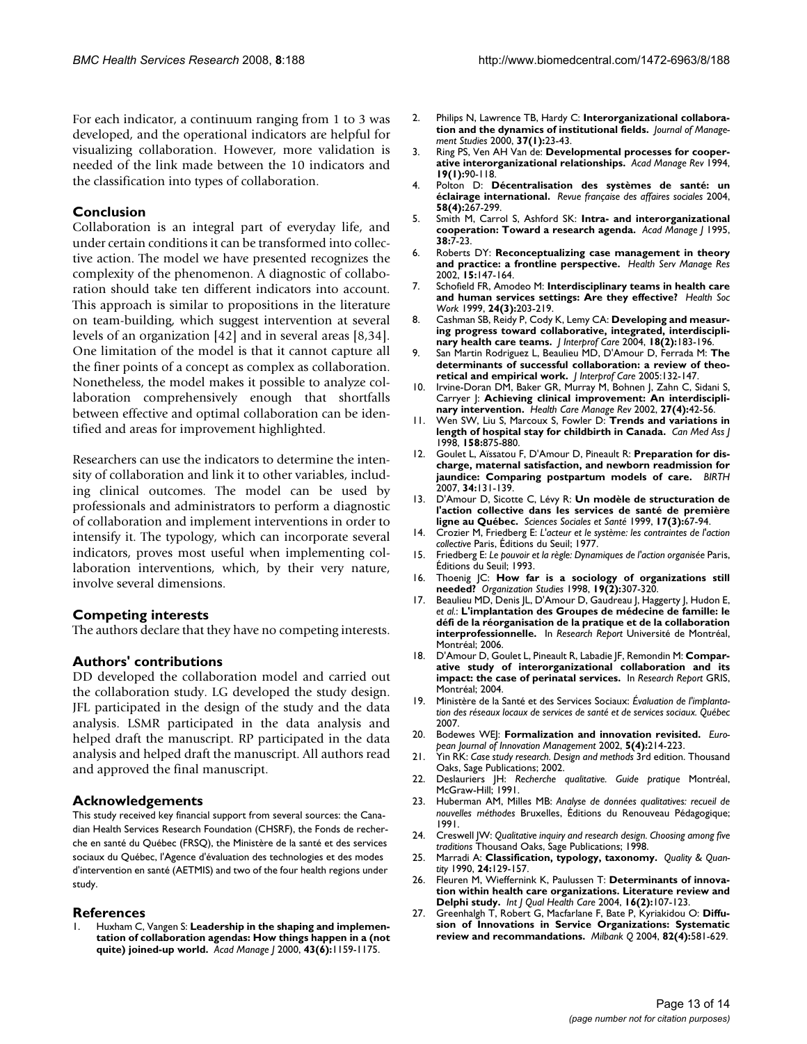For each indicator, a continuum ranging from 1 to 3 was developed, and the operational indicators are helpful for visualizing collaboration. However, more validation is needed of the link made between the 10 indicators and the classification into types of collaboration.

## Conclusion

Collaboration is an integral part of everyday life, and under certain conditions it can be transformed into collective action. The model we have presented recognizes the complexity of the phenomenon. A diagnostic of collaboration should take ten different indicators into account. This approach is similar to propositions in the literature on team-building, which suggest intervention at several levels of an organization [42] and in several areas [8,34]. One limitation of the model is that it cannot capture all the finer points of a concept as complex as collaboration. Nonetheless, the model makes it possible to analyze collaboration comprehensively enough that shortfalls between effective and optimal collaboration can be identified and areas for improvement highlighted.

Researchers can use the indicators to determine the intensity of collaboration and link it to other variables, including clinical outcomes. The model can be used by professionals and administrators to perform a diagnostic of collaboration and implement interventions in order to intensify it. The typology, which can incorporate several indicators, proves most useful when implementing collaboration interventions, which, by their very nature, involve several dimensions.

## Competing interests

The authors declare that they have no competing interests.

## Authors' contributions

DD developed the collaboration model and carried out the collaboration study. LG developed the study design. JFL participated in the design of the study and the data analysis. LSMR participated in the data analysis and helped draft the manuscript. RP participated in the data analysis and helped draft the manuscript. All authors read and approved the final manuscript.

## Acknowledgements

This study received key financial support from several sources: the Canadian Health Services Research Foundation (CHSRF), the Fonds de recherche en santé du Québec (FRSQ), the Ministère de la santé et des services sociaux du Québec, l'Agence d'évaluation des technologies et des modes d'intervention en santé (AETMIS) and two of the four health regions under study.

## References

1. Huxham C, Vangen S: **Leadership in the shaping and implementation of collaboration agendas: How things happen in a (not quite) joined-up world.** *Acad Manage J* 2000, **43(6):**1159-1175.
2. Philips N, Lawrence TB, Hardy C: **Interorganizational collaboration and the dynamics of institutional fields.** *Journal of Management Studies* 2000, **37(1):**23-43.
3. Ring PS, Ven AH Van de: **Developmental processes for cooperative interorganizational relationships.** *Acad Manage Rev* 1994, **19(1):**90-118.
4. Polton D: **Décentralisation des systèmes de santé: un éclairage international.** *Revue française des affaires sociales* 2004, **58(4):**267-299.
5. Smith M, Carrol S, Ashford SK: **Intra- and interorganizational cooperation: Toward a research agenda.** *Acad Manage J* 1995, **38:**7-23.
6. Roberts DY: **Reconceptualizing case management in theory and practice: a frontline perspective.** *Health Serv Manage Res* 2002, **15:**147-164.
7. Schofield FR, Amodeo M: **Interdisciplinary teams in health care and human services settings: Are they effective?** *Health Soc Work* 1999, **24(3):**203-219.
8. Cashman SB, Reidy P, Cody K, Lemy CA: **Developing and measuring progress toward collaborative, integrated, interdisciplinary health care teams.** *J Interprof Care* 2004, **18(2):**183-196.
9. San Martin Rodriguez L, Beaulieu MD, D'Amour D, Ferrada M: **The determinants of successful collaboration: a review of theoretical and empirical work.** *J Interprof Care* 2005:132-147.
10. Irvine-Doran DM, Baker GR, Murray M, Bohnen J, Zahn C, Sidani S, Carryer J: **Achieving clinical improvement: An interdisciplinary intervention.** *Health Care Manage Rev* 2002, **27(4):**42-56.
11. Wen SW, Liu S, Marcoux S, Fowler D: **Trends and variations in length of hospital stay for childbirth in Canada.** *Can Med Ass J* 1998, **158:**875-880.
12. Goulet L, Aïssatou F, D'Amour D, Pineault R: **Preparation for discharge, maternal satisfaction, and newborn readmission for jaundice: Comparing postpartum models of care.** *BIRTH* 2007, **34:**131-139.
13. D'Amour D, Sicotte C, Lévy R: **Un modèle de structuration de l'action collective dans les services de santé de première ligne au Québec.** *Sciences Sociales et Santé* 1999, **17(3):**67-94.
14. Crozier M, Friedberg E: *L'acteur et le système: les contraintes de l'action collective* Paris, Éditions du Seuil; 1977.
15. Friedberg E: *Le pouvoir et la règle: Dynamiques de l'action organisée* Paris, Éditions du Seuil; 1993.
16. Thoenig JC: **How far is a sociology of organizations still needed?** *Organization Studies* 1998, **19(2):**307-320.
17. Beaulieu MD, Denis JL, D'Amour D, Gaudreau J, Haggerty J, Hudon E, *et al.*: **L'implantation des Groupes de médecine de famille: le défi de la réorganisation de la pratique et de la collaboration interprofessionnelle.** In *Research Report* Université de Montréal, Montréal; 2006.
18. D'Amour D, Goulet L, Pineault R, Labadie JF, Remondin M: **Comparative study of interorganizational collaboration and its impact: the case of perinatal services.** In *Research Report* GRIS, Montréal; 2004.
19. Ministère de la Santé et des Services Sociaux: *Évaluation de l'implantation des réseaux locaux de services de santé et de services sociaux. Québec* 2007.
20. Bodewes WEJ: **Formalization and innovation revisited.** *European Journal of Innovation Management* 2002, **5(4):**214-223.
21. Yin RK: *Case study research. Design and methods* 3rd edition. Thousand Oaks, Sage Publications; 2002.
22. Deslauriers JH: *Recherche qualitative. Guide pratique* Montréal, McGraw-Hill; 1991.
23. Huberman AM, Milles MB: *Analyse de données qualitatives: recueil de nouvelles méthodes* Bruxelles, Éditions du Renouveau Pédagogique; 1991.
24. Creswell JW: *Qualitative inquiry and research design. Choosing among five traditions* Thousand Oaks, Sage Publications; 1998.
25. Marradi A: **Classification, typology, taxonomy.** *Quality & Quantity* 1990, **24:**129-157.
26. Fleuren M, Wieffernink K, Paulussen T: **Determinants of innovation within health care organizations. Literature review and Delphi study.** *Int J Qual Health Care* 2004, **16(2):**107-123.
27. Greenhalgh T, Robert G, Macfarlane F, Bate P, Kyriakidou O: **Diffusion of Innovations in Service Organizations: Systematic review and recommandations.** *Milbank Q* 2004, **82(4):**581-629.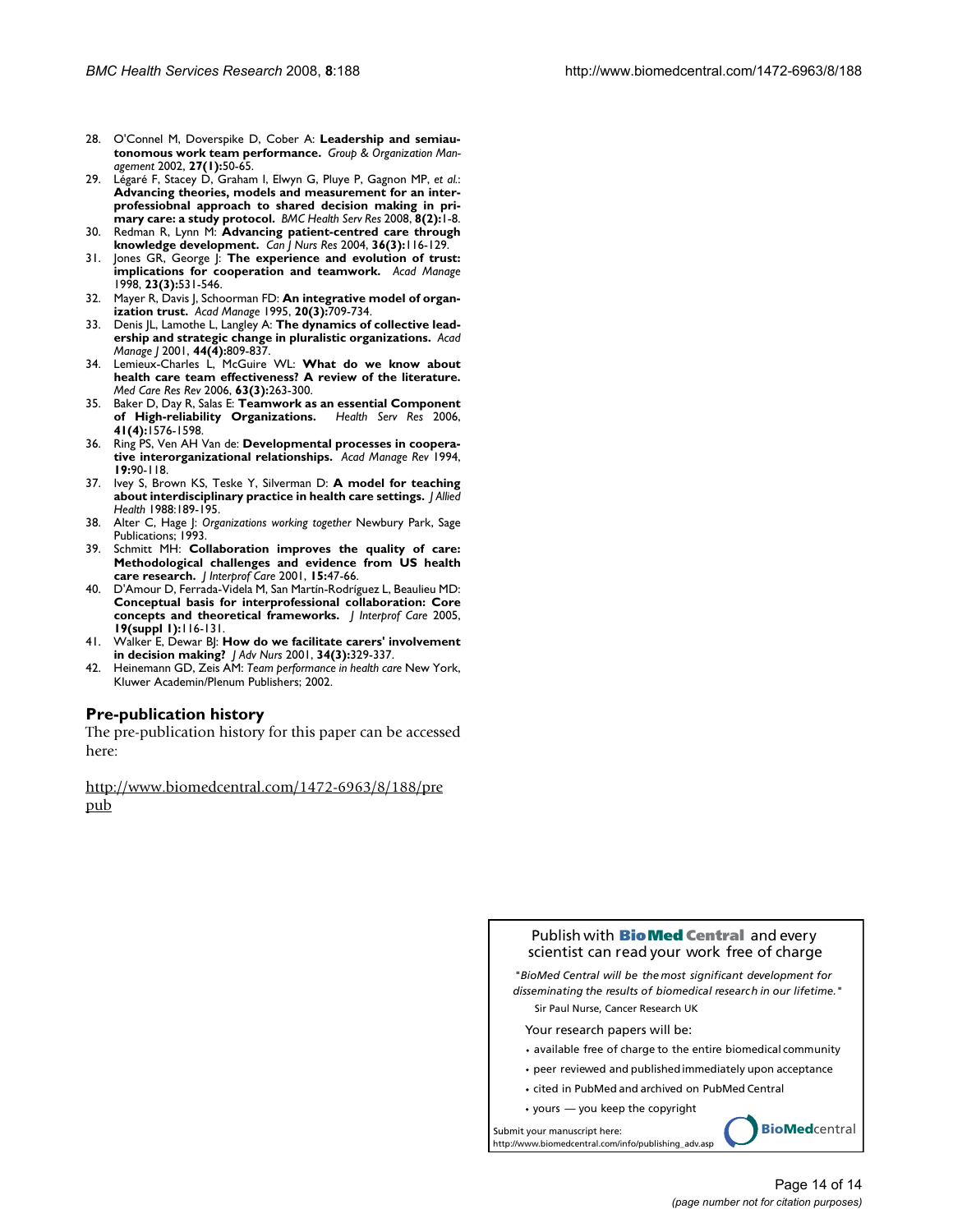28. O'Connel M, Doverspike D, Cober A: **Leadership and semiautonomous work team performance.** *Group & Organization Management* 2002, **27(1):**50-65.
29. Légaré F, Stacey D, Graham I, Elwyn G, Pluye P, Gagnon MP, *et al.*: **Advancing theories, models and measurement for an interprofessiobnal approach to shared decision making in primary care: a study protocol.** *BMC Health Serv Res* 2008, **8(2):**1-8.
30. Redman R, Lynn M: **Advancing patient-centred care through knowledge development.** *Can J Nurs Res* 2004, **36(3):**116-129.
31. Jones GR, George J: **The experience and evolution of trust: implications for cooperation and teamwork.** *Acad Manage* 1998, **23(3):**531-546.
32. Mayer R, Davis J, Schoorman FD: **An integrative model of organization trust.** *Acad Manage* 1995, **20(3):**709-734.
33. Denis JL, Lamothe L, Langley A: **The dynamics of collective leadership and strategic change in pluralistic organizations.** *Acad Manage J* 2001, **44(4):**809-837.
34. Lemieux-Charles L, McGuire WL: **What do we know about health care team effectiveness? A review of the literature.** *Med Care Res Rev* 2006, **63(3):**263-300.
35. Baker D, Day R, Salas E: **Teamwork as an essential Component of High-reliability Organizations.** *Health Serv Res* 2006, **41(4):**1576-1598.
36. Ring PS, Ven AH Van de: **Developmental processes in cooperative interorganizational relationships.** *Acad Manage Rev* 1994, **19:**90-118.
37. Ivey S, Brown KS, Teske Y, Silverman D: **A model for teaching about interdisciplinary practice in health care settings.** *J Allied Health* 1988:189-195.
38. Alter C, Hage J: *Organizations working together* Newbury Park, Sage Publications; 1993.
39. Schmitt MH: **Collaboration improves the quality of care: Methodological challenges and evidence from US health care research.** *J Interprof Care* 2001, **15:**47-66.
40. D'Amour D, Ferrada-Videla M, San Martín-Rodríguez L, Beaulieu MD: **Conceptual basis for interprofessional collaboration: Core concepts and theoretical frameworks.** *J Interprof Care* 2005, **19(suppl 1):**116-131.
41. Walker E, Dewar BJ: **How do we facilitate carers' involvement in decision making?** *J Adv Nurs* 2001, **34(3):**329-337.
42. Heinemann GD, Zeis AM: *Team performance in health care* New York, Kluwer Academin/Plenum Publishers; 2002.

## Pre-publication history

The pre-publication history for this paper can be accessed here:

http://www.biomedcentral.com/1472-6963/8/188/prepub

Publish with **BioMed Central** and every scientist can read your work free of charge

*"BioMed Central will be the most significant development for disseminating the results of biomedical research in our lifetime."*

Sir Paul Nurse, Cancer Research UK

Your research papers will be:

- available free of charge to the entire biomedical community
- peer reviewed and published immediately upon acceptance
- cited in PubMed and archived on PubMed Central
- yours — you keep the copyright

Submit your manuscript here:
http://www.biomedcentral.com/info/publishing_adv.asp

BioMedcentral